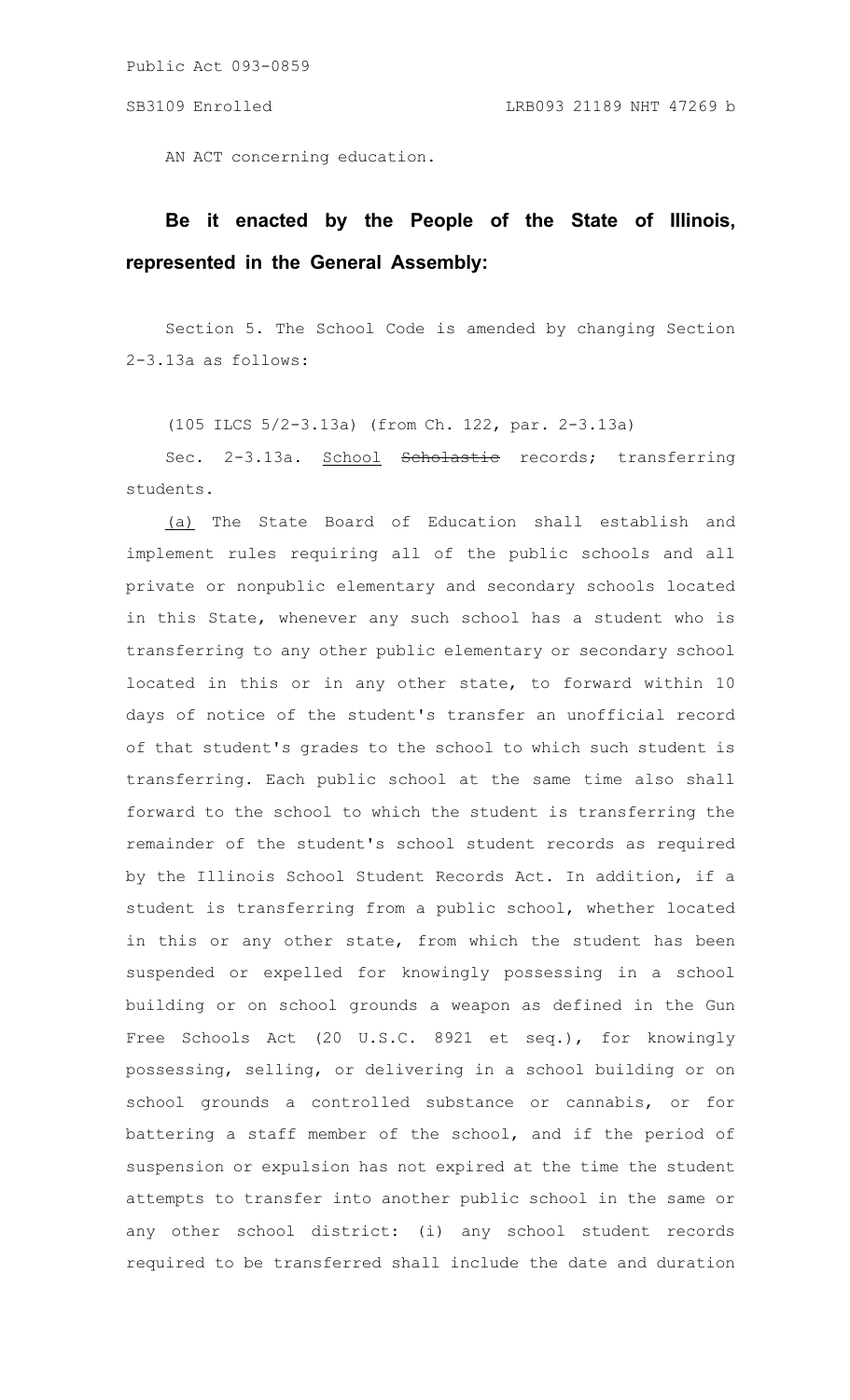AN ACT concerning education.

**Be it enacted by the People of the State of Illinois, represented in the General Assembly:**

Section 5. The School Code is amended by changing Section 2-3.13a as follows:

(105 ILCS 5/2-3.13a) (from Ch. 122, par. 2-3.13a)

Sec. 2-3.13a. School ~~Scholastic~~ records; transferring students.

(a) The State Board of Education shall establish and implement rules requiring all of the public schools and all private or nonpublic elementary and secondary schools located in this State, whenever any such school has a student who is transferring to any other public elementary or secondary school located in this or in any other state, to forward within 10 days of notice of the student's transfer an unofficial record of that student's grades to the school to which such student is transferring. Each public school at the same time also shall forward to the school to which the student is transferring the remainder of the student's school student records as required by the Illinois School Student Records Act. In addition, if a student is transferring from a public school, whether located in this or any other state, from which the student has been suspended or expelled for knowingly possessing in a school building or on school grounds a weapon as defined in the Gun Free Schools Act (20 U.S.C. 8921 et seq.), for knowingly possessing, selling, or delivering in a school building or on school grounds a controlled substance or cannabis, or for battering a staff member of the school, and if the period of suspension or expulsion has not expired at the time the student attempts to transfer into another public school in the same or any other school district: (i) any school student records required to be transferred shall include the date and duration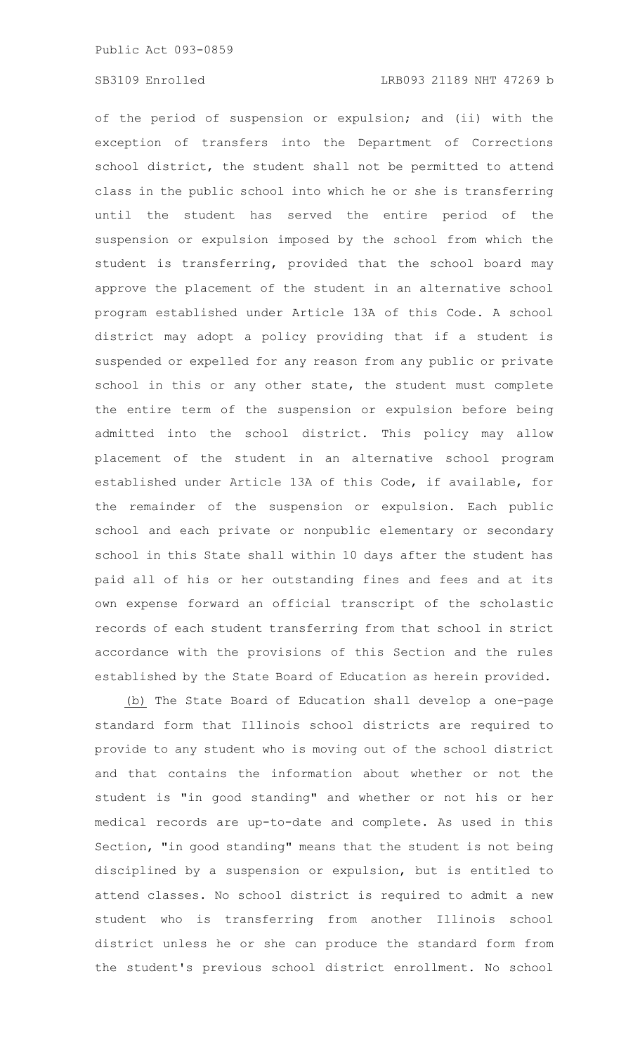of the period of suspension or expulsion; and (ii) with the exception of transfers into the Department of Corrections school district, the student shall not be permitted to attend class in the public school into which he or she is transferring until the student has served the entire period of the suspension or expulsion imposed by the school from which the student is transferring, provided that the school board may approve the placement of the student in an alternative school program established under Article 13A of this Code. A school district may adopt a policy providing that if a student is suspended or expelled for any reason from any public or private school in this or any other state, the student must complete the entire term of the suspension or expulsion before being admitted into the school district. This policy may allow placement of the student in an alternative school program established under Article 13A of this Code, if available, for the remainder of the suspension or expulsion. Each public school and each private or nonpublic elementary or secondary school in this State shall within 10 days after the student has paid all of his or her outstanding fines and fees and at its own expense forward an official transcript of the scholastic records of each student transferring from that school in strict accordance with the provisions of this Section and the rules established by the State Board of Education as herein provided.

(b) The State Board of Education shall develop a one-page standard form that Illinois school districts are required to provide to any student who is moving out of the school district and that contains the information about whether or not the student is "in good standing" and whether or not his or her medical records are up-to-date and complete. As used in this Section, "in good standing" means that the student is not being disciplined by a suspension or expulsion, but is entitled to attend classes. No school district is required to admit a new student who is transferring from another Illinois school district unless he or she can produce the standard form from the student's previous school district enrollment. No school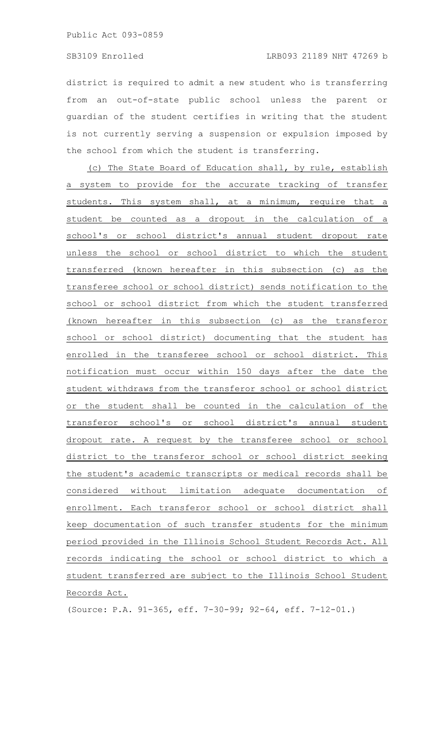district is required to admit a new student who is transferring from an out-of-state public school unless the parent or guardian of the student certifies in writing that the student is not currently serving a suspension or expulsion imposed by the school from which the student is transferring.

(c) The State Board of Education shall, by rule, establish a system to provide for the accurate tracking of transfer students. This system shall, at a minimum, require that a student be counted as a dropout in the calculation of a school's or school district's annual student dropout rate unless the school or school district to which the student transferred (known hereafter in this subsection (c) as the transferee school or school district) sends notification to the school or school district from which the student transferred (known hereafter in this subsection (c) as the transferor school or school district) documenting that the student has enrolled in the transferee school or school district. This notification must occur within 150 days after the date the student withdraws from the transferor school or school district or the student shall be counted in the calculation of the transferor school's or school district's annual student dropout rate. A request by the transferee school or school district to the transferor school or school district seeking the student's academic transcripts or medical records shall be considered without limitation adequate documentation of enrollment. Each transferor school or school district shall keep documentation of such transfer students for the minimum period provided in the Illinois School Student Records Act. All records indicating the school or school district to which a student transferred are subject to the Illinois School Student Records Act.

(Source: P.A. 91-365, eff. 7-30-99; 92-64, eff. 7-12-01.)